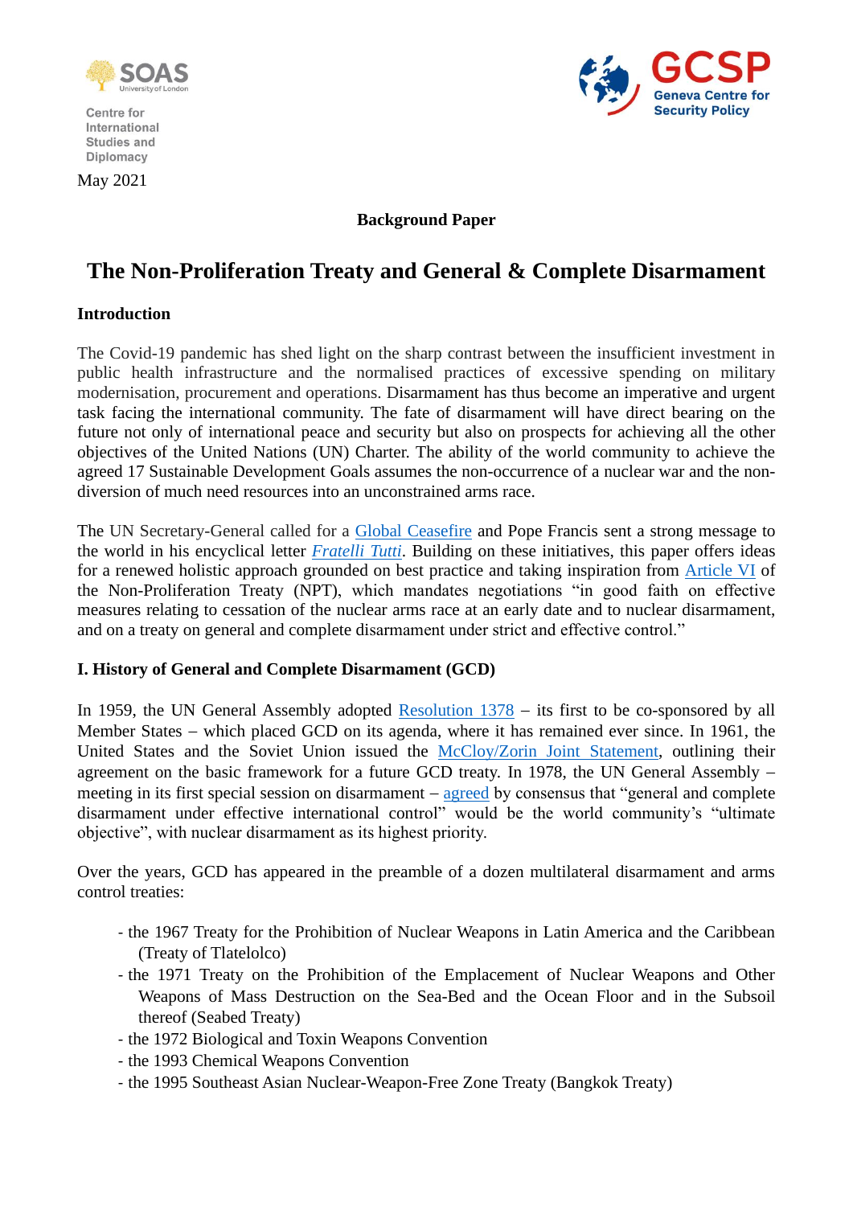Centre for International Studies and Diplomacy

Geneva Centre for Security Policy

May 2021

**Background Paper**

# The Non-Proliferation Treaty and General & Complete Disarmament

## Introduction

The Covid-19 pandemic has shed light on the sharp contrast between the insufficient investment in public health infrastructure and the normalised practices of excessive spending on military modernisation, procurement and operations. Disarmament has thus become an imperative and urgent task facing the international community. The fate of disarmament will have direct bearing on the future not only of international peace and security but also on prospects for achieving all the other objectives of the United Nations (UN) Charter. The ability of the world community to achieve the agreed 17 Sustainable Development Goals assumes the non-occurrence of a nuclear war and the non-diversion of much need resources into an unconstrained arms race.

The UN Secretary-General called for a Global Ceasefire and Pope Francis sent a strong message to the world in his encyclical letter *Fratelli Tutti*. Building on these initiatives, this paper offers ideas for a renewed holistic approach grounded on best practice and taking inspiration from Article VI of the Non-Proliferation Treaty (NPT), which mandates negotiations "in good faith on effective measures relating to cessation of the nuclear arms race at an early date and to nuclear disarmament, and on a treaty on general and complete disarmament under strict and effective control."

## I. History of General and Complete Disarmament (GCD)

In 1959, the UN General Assembly adopted Resolution 1378 – its first to be co-sponsored by all Member States – which placed GCD on its agenda, where it has remained ever since. In 1961, the United States and the Soviet Union issued the McCloy/Zorin Joint Statement, outlining their agreement on the basic framework for a future GCD treaty. In 1978, the UN General Assembly – meeting in its first special session on disarmament – agreed by consensus that "general and complete disarmament under effective international control" would be the world community's "ultimate objective", with nuclear disarmament as its highest priority.

Over the years, GCD has appeared in the preamble of a dozen multilateral disarmament and arms control treaties:

- the 1967 Treaty for the Prohibition of Nuclear Weapons in Latin America and the Caribbean (Treaty of Tlatelolco)
- the 1971 Treaty on the Prohibition of the Emplacement of Nuclear Weapons and Other Weapons of Mass Destruction on the Sea-Bed and the Ocean Floor and in the Subsoil thereof (Seabed Treaty)
- the 1972 Biological and Toxin Weapons Convention
- the 1993 Chemical Weapons Convention
- the 1995 Southeast Asian Nuclear-Weapon-Free Zone Treaty (Bangkok Treaty)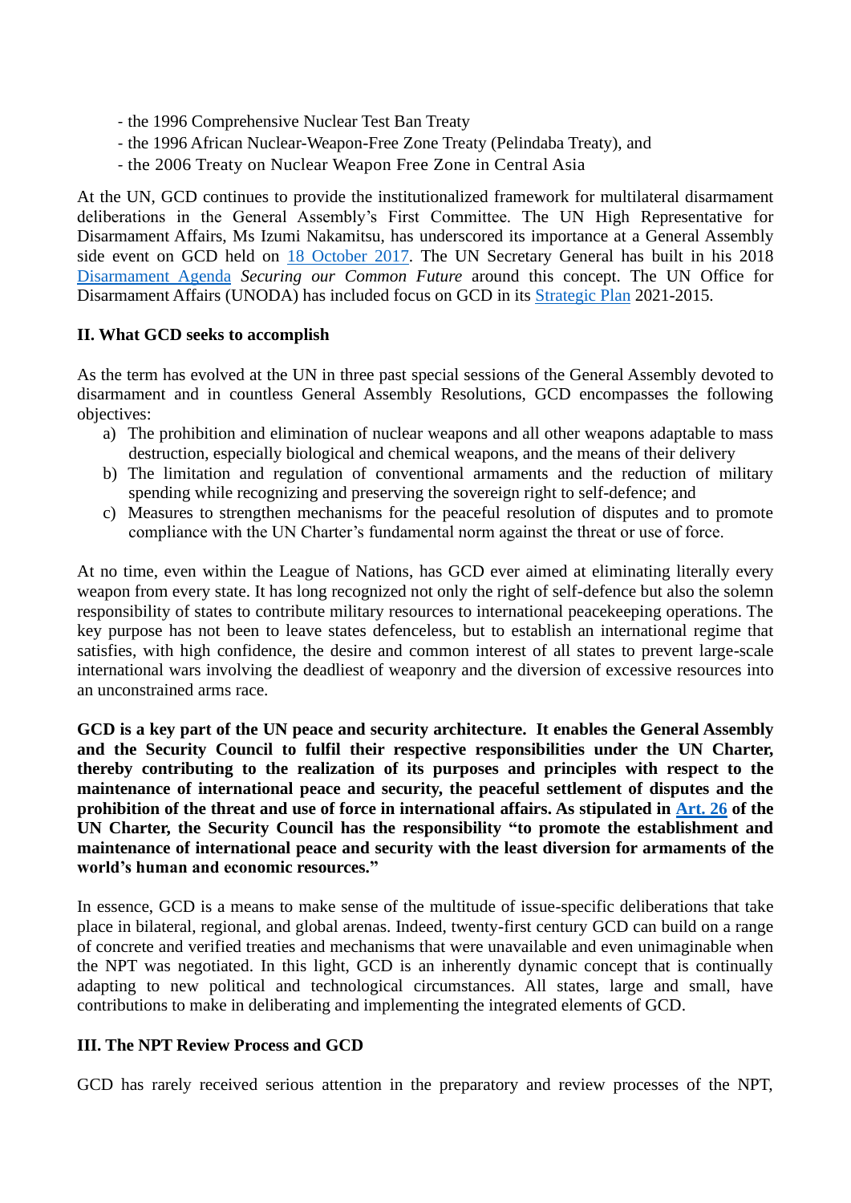- the 1996 Comprehensive Nuclear Test Ban Treaty
- the 1996 African Nuclear-Weapon-Free Zone Treaty (Pelindaba Treaty), and
- the 2006 Treaty on Nuclear Weapon Free Zone in Central Asia

At the UN, GCD continues to provide the institutionalized framework for multilateral disarmament deliberations in the General Assembly's First Committee. The UN High Representative for Disarmament Affairs, Ms Izumi Nakamitsu, has underscored its importance at a General Assembly side event on GCD held on [18 October 2017](). The UN Secretary General has built in his 2018 [Disarmament Agenda]() *Securing our Common Future* around this concept. The UN Office for Disarmament Affairs (UNODA) has included focus on GCD in its [Strategic Plan]() 2021-2015.

### II. What GCD seeks to accomplish

As the term has evolved at the UN in three past special sessions of the General Assembly devoted to disarmament and in countless General Assembly Resolutions, GCD encompasses the following objectives:

a) The prohibition and elimination of nuclear weapons and all other weapons adaptable to mass destruction, especially biological and chemical weapons, and the means of their delivery
b) The limitation and regulation of conventional armaments and the reduction of military spending while recognizing and preserving the sovereign right to self-defence; and
c) Measures to strengthen mechanisms for the peaceful resolution of disputes and to promote compliance with the UN Charter's fundamental norm against the threat or use of force.

At no time, even within the League of Nations, has GCD ever aimed at eliminating literally every weapon from every state. It has long recognized not only the right of self-defence but also the solemn responsibility of states to contribute military resources to international peacekeeping operations. The key purpose has not been to leave states defenceless, but to establish an international regime that satisfies, with high confidence, the desire and common interest of all states to prevent large-scale international wars involving the deadliest of weaponry and the diversion of excessive resources into an unconstrained arms race.

**GCD is a key part of the UN peace and security architecture. It enables the General Assembly and the Security Council to fulfil their respective responsibilities under the UN Charter, thereby contributing to the realization of its purposes and principles with respect to the maintenance of international peace and security, the peaceful settlement of disputes and the prohibition of the threat and use of force in international affairs. As stipulated in [Art. 26]() of the UN Charter, the Security Council has the responsibility "to promote the establishment and maintenance of international peace and security with the least diversion for armaments of the world's human and economic resources."**

In essence, GCD is a means to make sense of the multitude of issue-specific deliberations that take place in bilateral, regional, and global arenas. Indeed, twenty-first century GCD can build on a range of concrete and verified treaties and mechanisms that were unavailable and even unimaginable when the NPT was negotiated. In this light, GCD is an inherently dynamic concept that is continually adapting to new political and technological circumstances. All states, large and small, have contributions to make in deliberating and implementing the integrated elements of GCD.

### III. The NPT Review Process and GCD

GCD has rarely received serious attention in the preparatory and review processes of the NPT,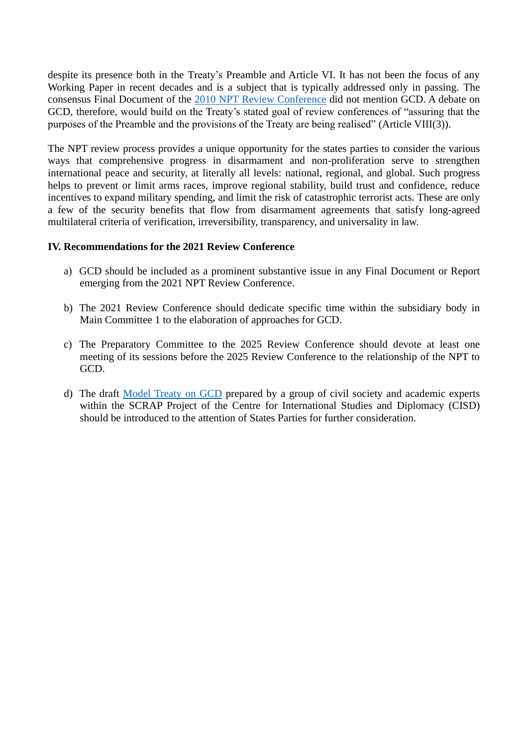despite its presence both in the Treaty's Preamble and Article VI. It has not been the focus of any Working Paper in recent decades and is a subject that is typically addressed only in passing. The consensus Final Document of the [2010 NPT Review Conference](#) did not mention GCD. A debate on GCD, therefore, would build on the Treaty's stated goal of review conferences of "assuring that the purposes of the Preamble and the provisions of the Treaty are being realised" (Article VIII(3)).

The NPT review process provides a unique opportunity for the states parties to consider the various ways that comprehensive progress in disarmament and non-proliferation serve to strengthen international peace and security, at literally all levels: national, regional, and global. Such progress helps to prevent or limit arms races, improve regional stability, build trust and confidence, reduce incentives to expand military spending, and limit the risk of catastrophic terrorist acts. These are only a few of the security benefits that flow from disarmament agreements that satisfy long-agreed multilateral criteria of verification, irreversibility, transparency, and universality in law.

**IV. Recommendations for the 2021 Review Conference**

a) GCD should be included as a prominent substantive issue in any Final Document or Report emerging from the 2021 NPT Review Conference.

b) The 2021 Review Conference should dedicate specific time within the subsidiary body in Main Committee 1 to the elaboration of approaches for GCD.

c) The Preparatory Committee to the 2025 Review Conference should devote at least one meeting of its sessions before the 2025 Review Conference to the relationship of the NPT to GCD.

d) The draft [Model Treaty on GCD](#) prepared by a group of civil society and academic experts within the SCRAP Project of the Centre for International Studies and Diplomacy (CISD) should be introduced to the attention of States Parties for further consideration.